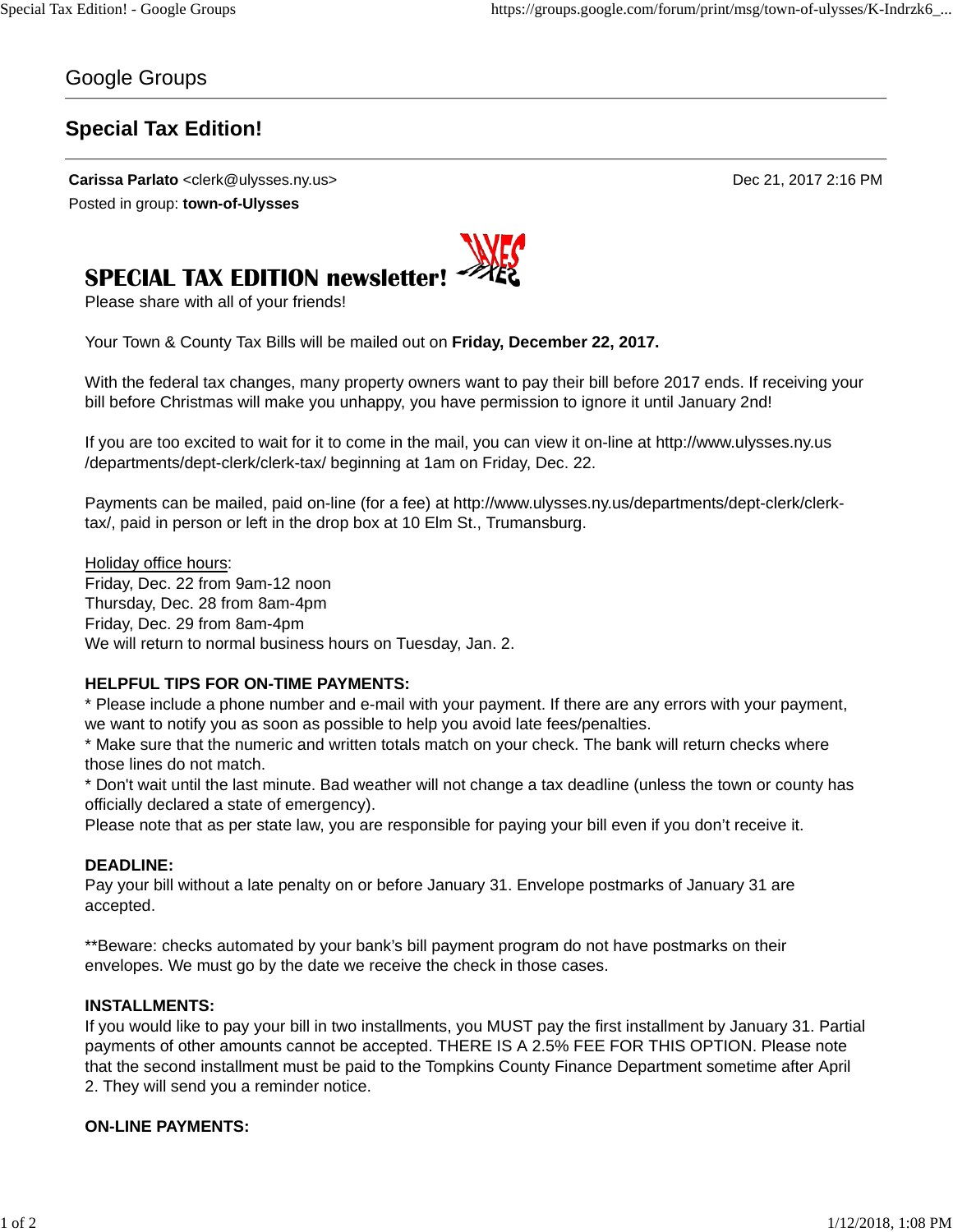Google Groups

# Special Tax Edition!

**Carissa Parlato** <clerk@ulysses.ny.us> Dec 21, 2017 2:16 PM
Posted in group: **town-of-Ulysses**

## SPECIAL TAX EDITION newsletter!

Please share with all of your friends!

Your Town & County Tax Bills will be mailed out on **Friday, December 22, 2017.**

With the federal tax changes, many property owners want to pay their bill before 2017 ends. If receiving your bill before Christmas will make you unhappy, you have permission to ignore it until January 2nd!

If you are too excited to wait for it to come in the mail, you can view it on-line at http://www.ulysses.ny.us/departments/dept-clerk/clerk-tax/ beginning at 1am on Friday, Dec. 22.

Payments can be mailed, paid on-line (for a fee) at http://www.ulysses.ny.us/departments/dept-clerk/clerk-tax/, paid in person or left in the drop box at 10 Elm St., Trumansburg.

Holiday office hours:
Friday, Dec. 22 from 9am-12 noon
Thursday, Dec. 28 from 8am-4pm
Friday, Dec. 29 from 8am-4pm
We will return to normal business hours on Tuesday, Jan. 2.

**HELPFUL TIPS FOR ON-TIME PAYMENTS:**
* Please include a phone number and e-mail with your payment. If there are any errors with your payment, we want to notify you as soon as possible to help you avoid late fees/penalties.
* Make sure that the numeric and written totals match on your check. The bank will return checks where those lines do not match.
* Don't wait until the last minute. Bad weather will not change a tax deadline (unless the town or county has officially declared a state of emergency).
Please note that as per state law, you are responsible for paying your bill even if you don't receive it.

**DEADLINE:**
Pay your bill without a late penalty on or before January 31. Envelope postmarks of January 31 are accepted.

**Beware: checks automated by your bank's bill payment program do not have postmarks on their envelopes. We must go by the date we receive the check in those cases.

**INSTALLMENTS:**
If you would like to pay your bill in two installments, you MUST pay the first installment by January 31. Partial payments of other amounts cannot be accepted. THERE IS A 2.5% FEE FOR THIS OPTION. Please note that the second installment must be paid to the Tompkins County Finance Department sometime after April 2. They will send you a reminder notice.

**ON-LINE PAYMENTS:**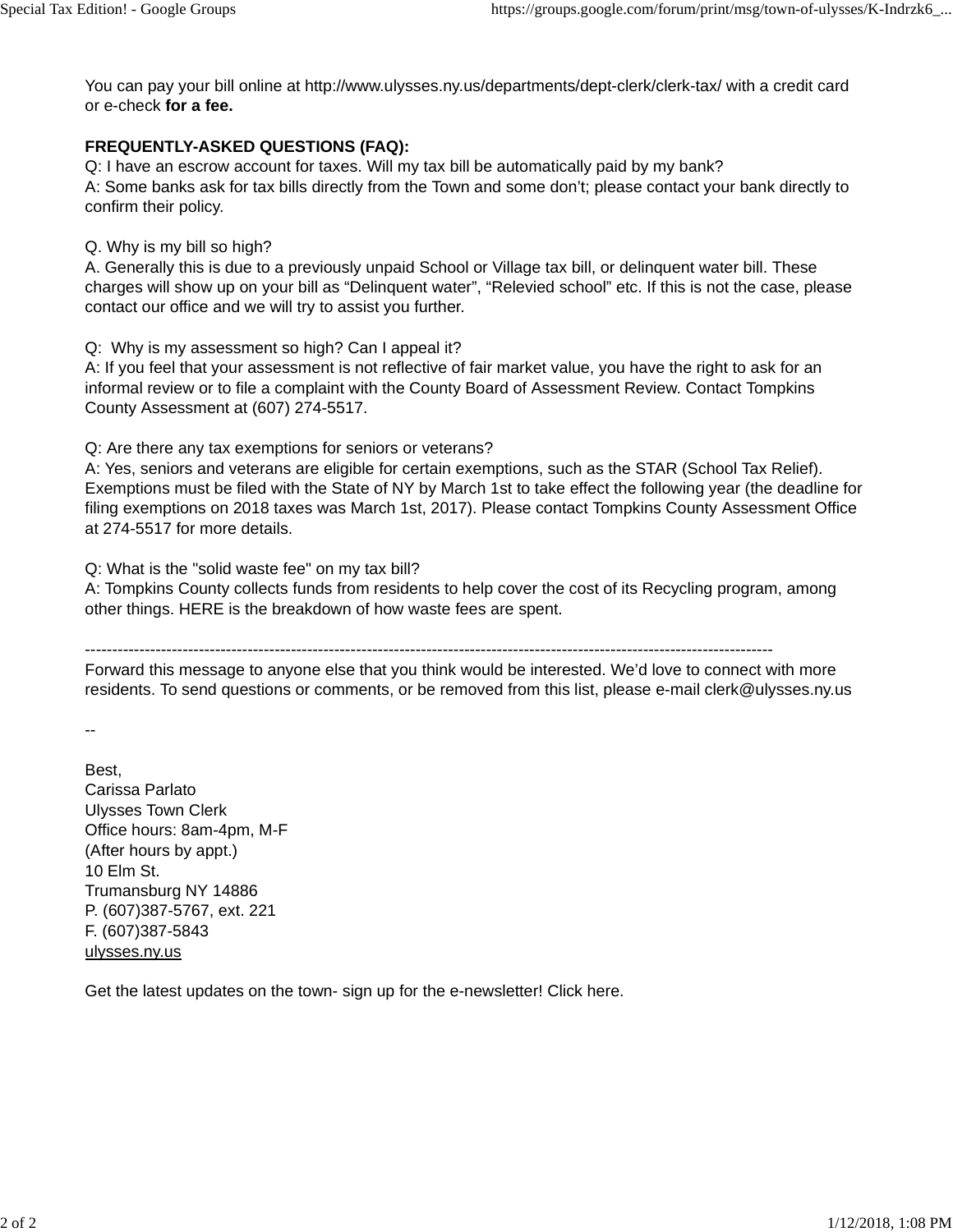You can pay your bill online at http://www.ulysses.ny.us/departments/dept-clerk/clerk-tax/ with a credit card or e-check **for a fee.**

**FREQUENTLY-ASKED QUESTIONS (FAQ):**

Q: I have an escrow account for taxes. Will my tax bill be automatically paid by my bank?
A: Some banks ask for tax bills directly from the Town and some don't; please contact your bank directly to confirm their policy.

Q. Why is my bill so high?
A. Generally this is due to a previously unpaid School or Village tax bill, or delinquent water bill. These charges will show up on your bill as "Delinquent water", "Relevied school" etc. If this is not the case, please contact our office and we will try to assist you further.

Q: Why is my assessment so high? Can I appeal it?
A: If you feel that your assessment is not reflective of fair market value, you have the right to ask for an informal review or to file a complaint with the County Board of Assessment Review. Contact Tompkins County Assessment at (607) 274-5517.

Q: Are there any tax exemptions for seniors or veterans?
A: Yes, seniors and veterans are eligible for certain exemptions, such as the STAR (School Tax Relief). Exemptions must be filed with the State of NY by March 1st to take effect the following year (the deadline for filing exemptions on 2018 taxes was March 1st, 2017). Please contact Tompkins County Assessment Office at 274-5517 for more details.

Q: What is the "solid waste fee" on my tax bill?
A: Tompkins County collects funds from residents to help cover the cost of its Recycling program, among other things. HERE is the breakdown of how waste fees are spent.

--------------------------------------------------------------------------------------------------------------------------------

Forward this message to anyone else that you think would be interested. We'd love to connect with more residents. To send questions or comments, or be removed from this list, please e-mail clerk@ulysses.ny.us

--

Best,
Carissa Parlato
Ulysses Town Clerk
Office hours: 8am-4pm, M-F
(After hours by appt.)
10 Elm St.
Trumansburg NY 14886
P. (607)387-5767, ext. 221
F. (607)387-5843
ulysses.ny.us

Get the latest updates on the town- sign up for the e-newsletter! Click here.